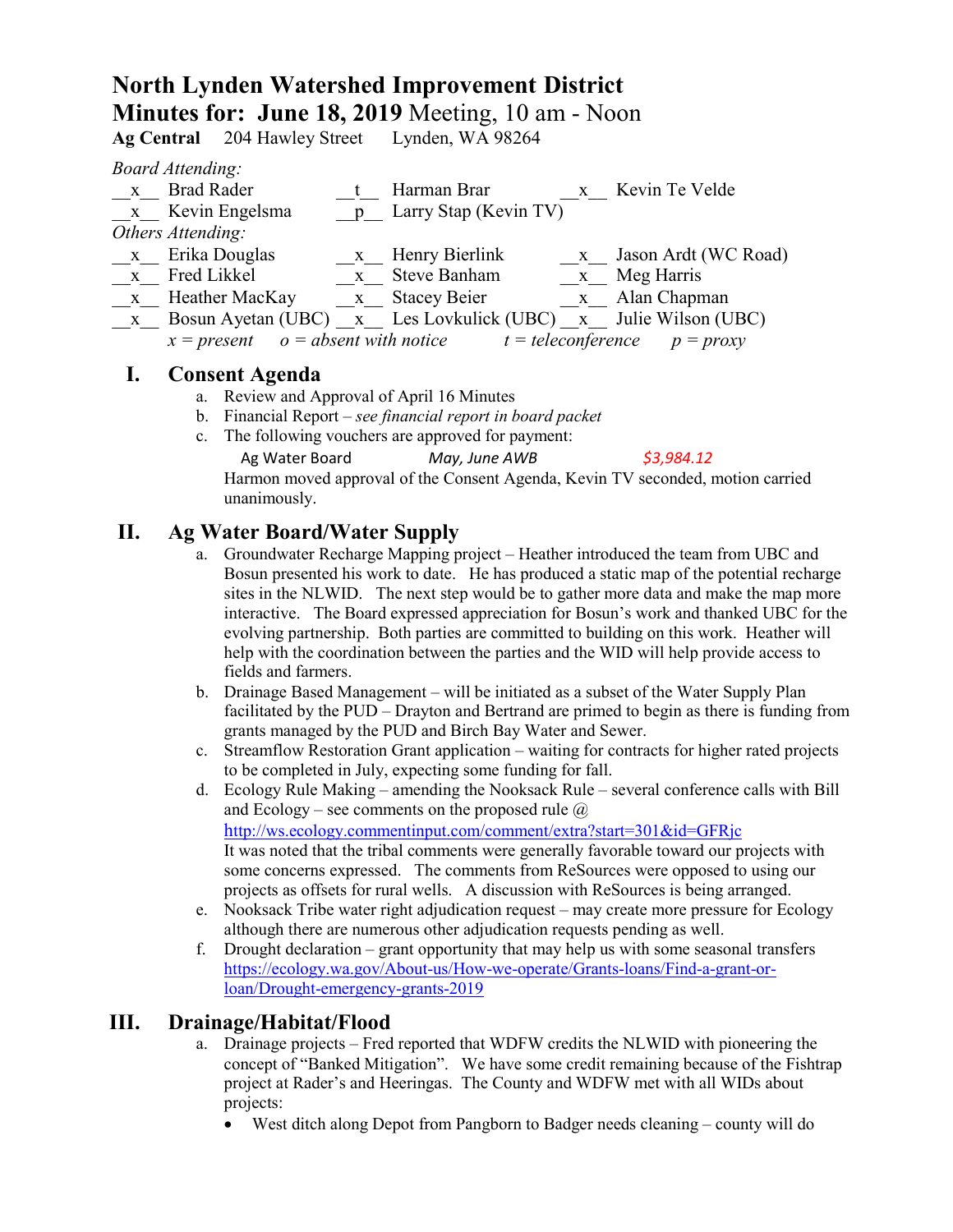# North Lynden Watershed Improvement District

## Minutes for: June 18, 2019 Meeting, 10 am - Noon

**Ag Central** 204 Hawley Street Lynden, WA 98264

*Board Attending:*

| | | | | | |
|---|---|---|---|---|---|
| __x__ | Brad Rader | __t__ | Harman Brar | __x__ | Kevin Te Velde |
| __x__ | Kevin Engelsma | __p__ | Larry Stap (Kevin TV) | | |

*Others Attending:*

| | | | | | |
|---|---|---|---|---|---|
| __x__ | Erika Douglas | __x__ | Henry Bierlink | __x__ | Jason Ardt (WC Road) |
| __x__ | Fred Likkel | __x__ | Steve Banham | __x__ | Meg Harris |
| __x__ | Heather MacKay | __x__ | Stacey Beier | __x__ | Alan Chapman |
| __x__ | Bosun Ayetan (UBC) | __x__ | Les Lovkulick (UBC) | __x__ | Julie Wilson (UBC) |

*x = present o = absent with notice t = teleconference p = proxy*

## I. Consent Agenda

a. Review and Approval of April 16 Minutes
b. Financial Report – *see financial report in board packet*
c. The following vouchers are approved for payment:

   Ag Water Board *May, June AWB* *$3,984.12*

   Harmon moved approval of the Consent Agenda, Kevin TV seconded, motion carried unanimously.

## II. Ag Water Board/Water Supply

a. Groundwater Recharge Mapping project – Heather introduced the team from UBC and Bosun presented his work to date. He has produced a static map of the potential recharge sites in the NLWID. The next step would be to gather more data and make the map more interactive. The Board expressed appreciation for Bosun's work and thanked UBC for the evolving partnership. Both parties are committed to building on this work. Heather will help with the coordination between the parties and the WID will help provide access to fields and farmers.
b. Drainage Based Management – will be initiated as a subset of the Water Supply Plan facilitated by the PUD – Drayton and Bertrand are primed to begin as there is funding from grants managed by the PUD and Birch Bay Water and Sewer.
c. Streamflow Restoration Grant application – waiting for contracts for higher rated projects to be completed in July, expecting some funding for fall.
d. Ecology Rule Making – amending the Nooksack Rule – several conference calls with Bill and Ecology – see comments on the proposed rule @ http://ws.ecology.commentinput.com/comment/extra?start=301&id=GFRjc
   It was noted that the tribal comments were generally favorable toward our projects with some concerns expressed. The comments from ReSources were opposed to using our projects as offsets for rural wells. A discussion with ReSources is being arranged.
e. Nooksack Tribe water right adjudication request – may create more pressure for Ecology although there are numerous other adjudication requests pending as well.
f. Drought declaration – grant opportunity that may help us with some seasonal transfers https://ecology.wa.gov/About-us/How-we-operate/Grants-loans/Find-a-grant-or-loan/Drought-emergency-grants-2019

## III. Drainage/Habitat/Flood

a. Drainage projects – Fred reported that WDFW credits the NLWID with pioneering the concept of "Banked Mitigation". We have some credit remaining because of the Fishtrap project at Rader's and Heeringas. The County and WDFW met with all WIDs about projects:
   - West ditch along Depot from Pangborn to Badger needs cleaning – county will do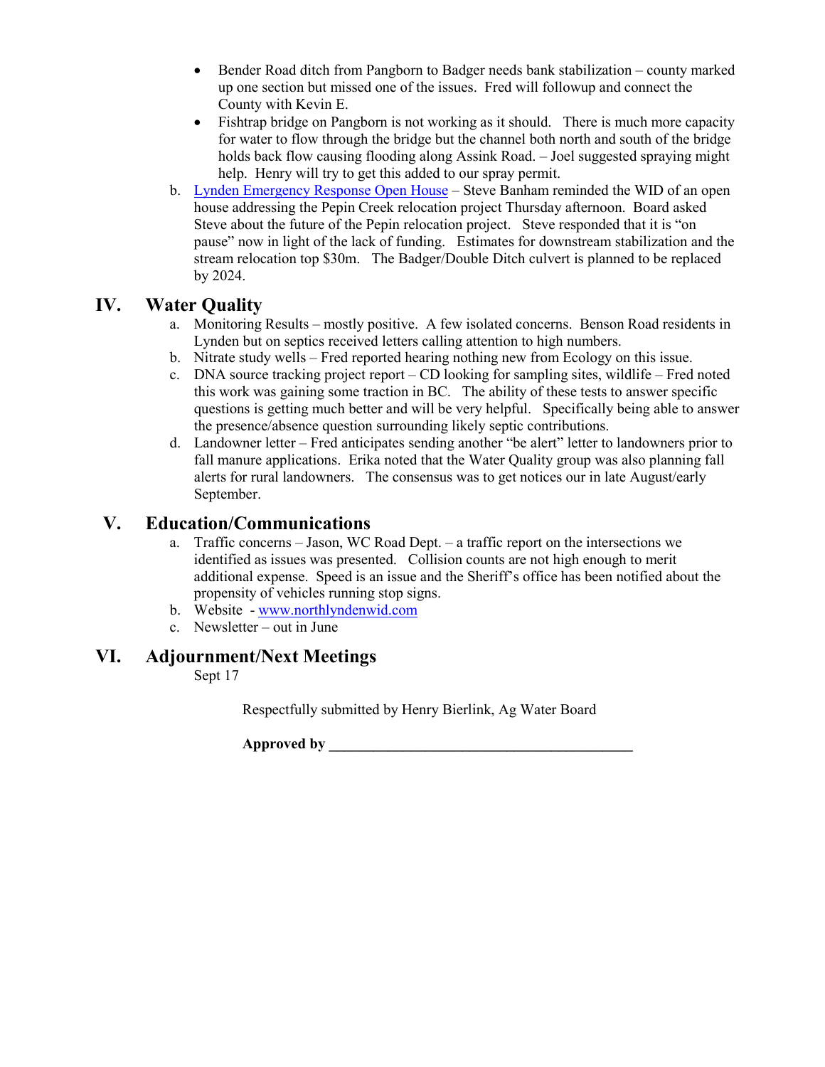- Bender Road ditch from Pangborn to Badger needs bank stabilization – county marked up one section but missed one of the issues. Fred will followup and connect the County with Kevin E.
- Fishtrap bridge on Pangborn is not working as it should. There is much more capacity for water to flow through the bridge but the channel both north and south of the bridge holds back flow causing flooding along Assink Road. – Joel suggested spraying might help. Henry will try to get this added to our spray permit.

b. Lynden Emergency Response Open House – Steve Banham reminded the WID of an open house addressing the Pepin Creek relocation project Thursday afternoon. Board asked Steve about the future of the Pepin relocation project. Steve responded that it is "on pause" now in light of the lack of funding. Estimates for downstream stabilization and the stream relocation top $30m. The Badger/Double Ditch culvert is planned to be replaced by 2024.

## IV. Water Quality

a. Monitoring Results – mostly positive. A few isolated concerns. Benson Road residents in Lynden but on septics received letters calling attention to high numbers.

b. Nitrate study wells – Fred reported hearing nothing new from Ecology on this issue.

c. DNA source tracking project report – CD looking for sampling sites, wildlife – Fred noted this work was gaining some traction in BC. The ability of these tests to answer specific questions is getting much better and will be very helpful. Specifically being able to answer the presence/absence question surrounding likely septic contributions.

d. Landowner letter – Fred anticipates sending another "be alert" letter to landowners prior to fall manure applications. Erika noted that the Water Quality group was also planning fall alerts for rural landowners. The consensus was to get notices our in late August/early September.

## V. Education/Communications

a. Traffic concerns – Jason, WC Road Dept. – a traffic report on the intersections we identified as issues was presented. Collision counts are not high enough to merit additional expense. Speed is an issue and the Sheriff's office has been notified about the propensity of vehicles running stop signs.

b. Website - www.northlyndenwid.com

c. Newsletter – out in June

## VI. Adjournment/Next Meetings

Sept 17

Respectfully submitted by Henry Bierlink, Ag Water Board

**Approved by \_\_\_\_\_\_\_\_\_\_\_\_\_\_\_\_\_\_\_\_\_\_\_\_\_\_\_\_\_\_\_\_\_\_\_\_\_\_\_\_**